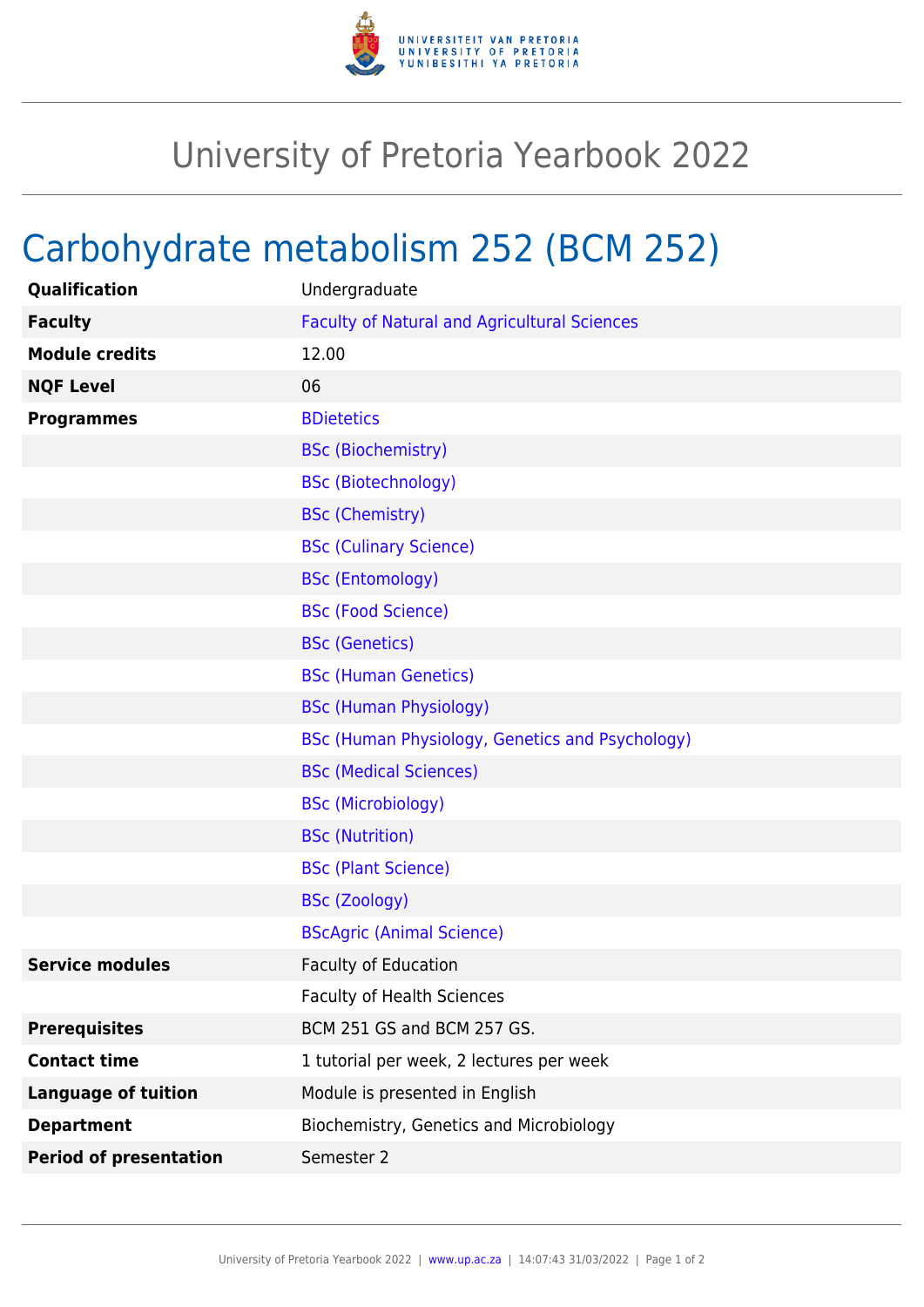# University of Pretoria Yearbook 2022

## Carbohydrate metabolism 252 (BCM 252)

| | |
|---|---|
| **Qualification** | Undergraduate |
| **Faculty** | Faculty of Natural and Agricultural Sciences |
| **Module credits** | 12.00 |
| **NQF Level** | 06 |
| **Programmes** | BDietetics |
| | BSc (Biochemistry) |
| | BSc (Biotechnology) |
| | BSc (Chemistry) |
| | BSc (Culinary Science) |
| | BSc (Entomology) |
| | BSc (Food Science) |
| | BSc (Genetics) |
| | BSc (Human Genetics) |
| | BSc (Human Physiology) |
| | BSc (Human Physiology, Genetics and Psychology) |
| | BSc (Medical Sciences) |
| | BSc (Microbiology) |
| | BSc (Nutrition) |
| | BSc (Plant Science) |
| | BSc (Zoology) |
| | BScAgric (Animal Science) |
| **Service modules** | Faculty of Education |
| | Faculty of Health Sciences |
| **Prerequisites** | BCM 251 GS and BCM 257 GS. |
| **Contact time** | 1 tutorial per week, 2 lectures per week |
| **Language of tuition** | Module is presented in English |
| **Department** | Biochemistry, Genetics and Microbiology |
| **Period of presentation** | Semester 2 |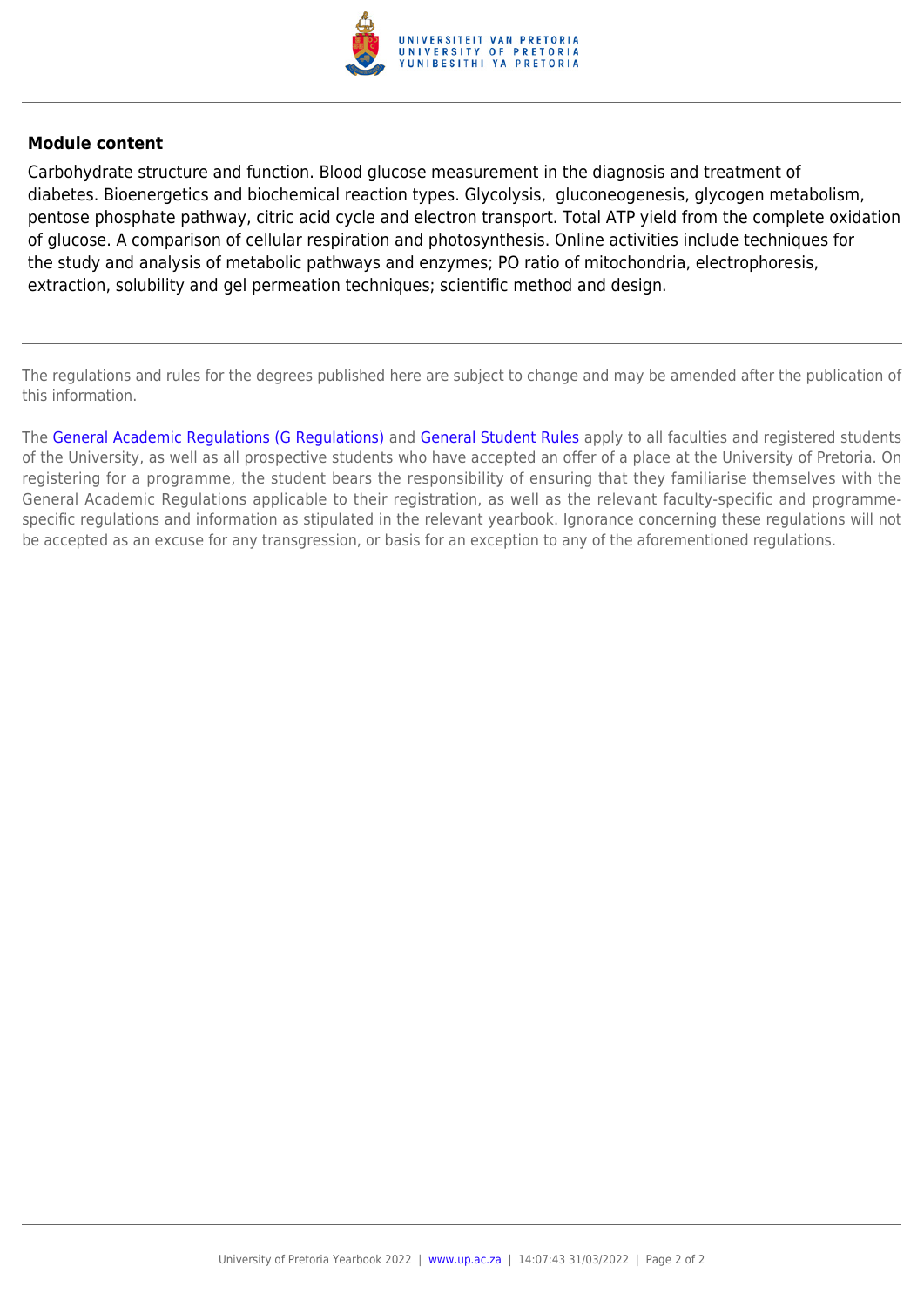**Module content**

Carbohydrate structure and function. Blood glucose measurement in the diagnosis and treatment of diabetes. Bioenergetics and biochemical reaction types. Glycolysis, gluconeogenesis, glycogen metabolism, pentose phosphate pathway, citric acid cycle and electron transport. Total ATP yield from the complete oxidation of glucose. A comparison of cellular respiration and photosynthesis. Online activities include techniques for the study and analysis of metabolic pathways and enzymes; PO ratio of mitochondria, electrophoresis, extraction, solubility and gel permeation techniques; scientific method and design.

The regulations and rules for the degrees published here are subject to change and may be amended after the publication of this information.

The General Academic Regulations (G Regulations) and General Student Rules apply to all faculties and registered students of the University, as well as all prospective students who have accepted an offer of a place at the University of Pretoria. On registering for a programme, the student bears the responsibility of ensuring that they familiarise themselves with the General Academic Regulations applicable to their registration, as well as the relevant faculty-specific and programme-specific regulations and information as stipulated in the relevant yearbook. Ignorance concerning these regulations will not be accepted as an excuse for any transgression, or basis for an exception to any of the aforementioned regulations.